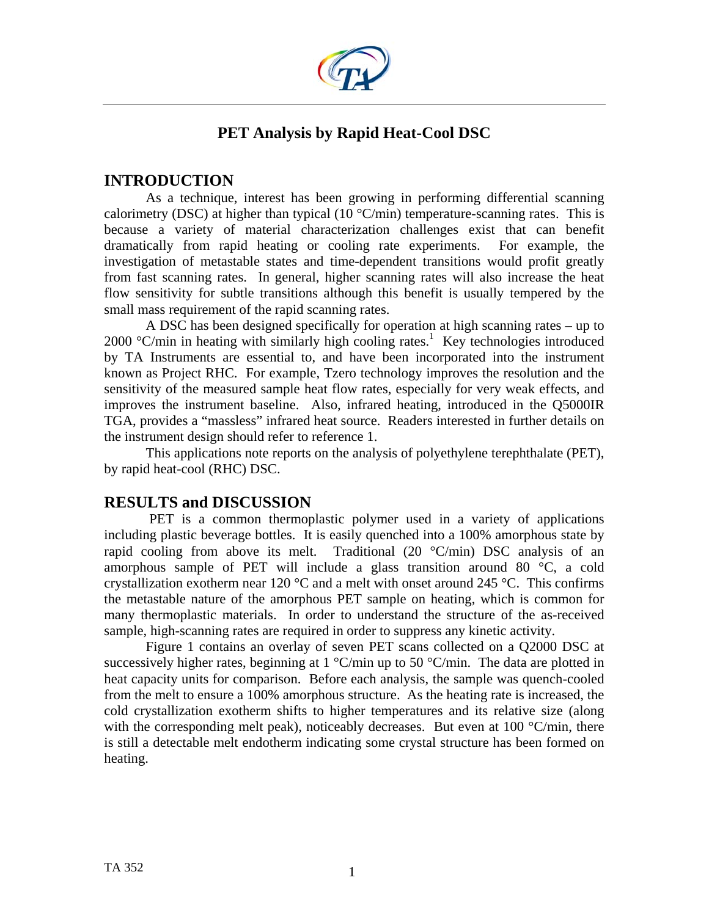# PET Analysis by Rapid Heat-Cool DSC

## INTRODUCTION

As a technique, interest has been growing in performing differential scanning calorimetry (DSC) at higher than typical (10 °C/min) temperature-scanning rates. This is because a variety of material characterization challenges exist that can benefit dramatically from rapid heating or cooling rate experiments. For example, the investigation of metastable states and time-dependent transitions would profit greatly from fast scanning rates. In general, higher scanning rates will also increase the heat flow sensitivity for subtle transitions although this benefit is usually tempered by the small mass requirement of the rapid scanning rates.

A DSC has been designed specifically for operation at high scanning rates – up to 2000 °C/min in heating with similarly high cooling rates.[1] Key technologies introduced by TA Instruments are essential to, and have been incorporated into the instrument known as Project RHC. For example, Tzero technology improves the resolution and the sensitivity of the measured sample heat flow rates, especially for very weak effects, and improves the instrument baseline. Also, infrared heating, introduced in the Q5000IR TGA, provides a "massless" infrared heat source. Readers interested in further details on the instrument design should refer to reference 1.

This applications note reports on the analysis of polyethylene terephthalate (PET), by rapid heat-cool (RHC) DSC.

## RESULTS and DISCUSSION

PET is a common thermoplastic polymer used in a variety of applications including plastic beverage bottles. It is easily quenched into a 100% amorphous state by rapid cooling from above its melt. Traditional (20 °C/min) DSC analysis of an amorphous sample of PET will include a glass transition around 80 °C, a cold crystallization exotherm near 120 °C and a melt with onset around 245 °C. This confirms the metastable nature of the amorphous PET sample on heating, which is common for many thermoplastic materials. In order to understand the structure of the as-received sample, high-scanning rates are required in order to suppress any kinetic activity.

Figure 1 contains an overlay of seven PET scans collected on a Q2000 DSC at successively higher rates, beginning at 1 °C/min up to 50 °C/min. The data are plotted in heat capacity units for comparison. Before each analysis, the sample was quench-cooled from the melt to ensure a 100% amorphous structure. As the heating rate is increased, the cold crystallization exotherm shifts to higher temperatures and its relative size (along with the corresponding melt peak), noticeably decreases. But even at 100 °C/min, there is still a detectable melt endotherm indicating some crystal structure has been formed on heating.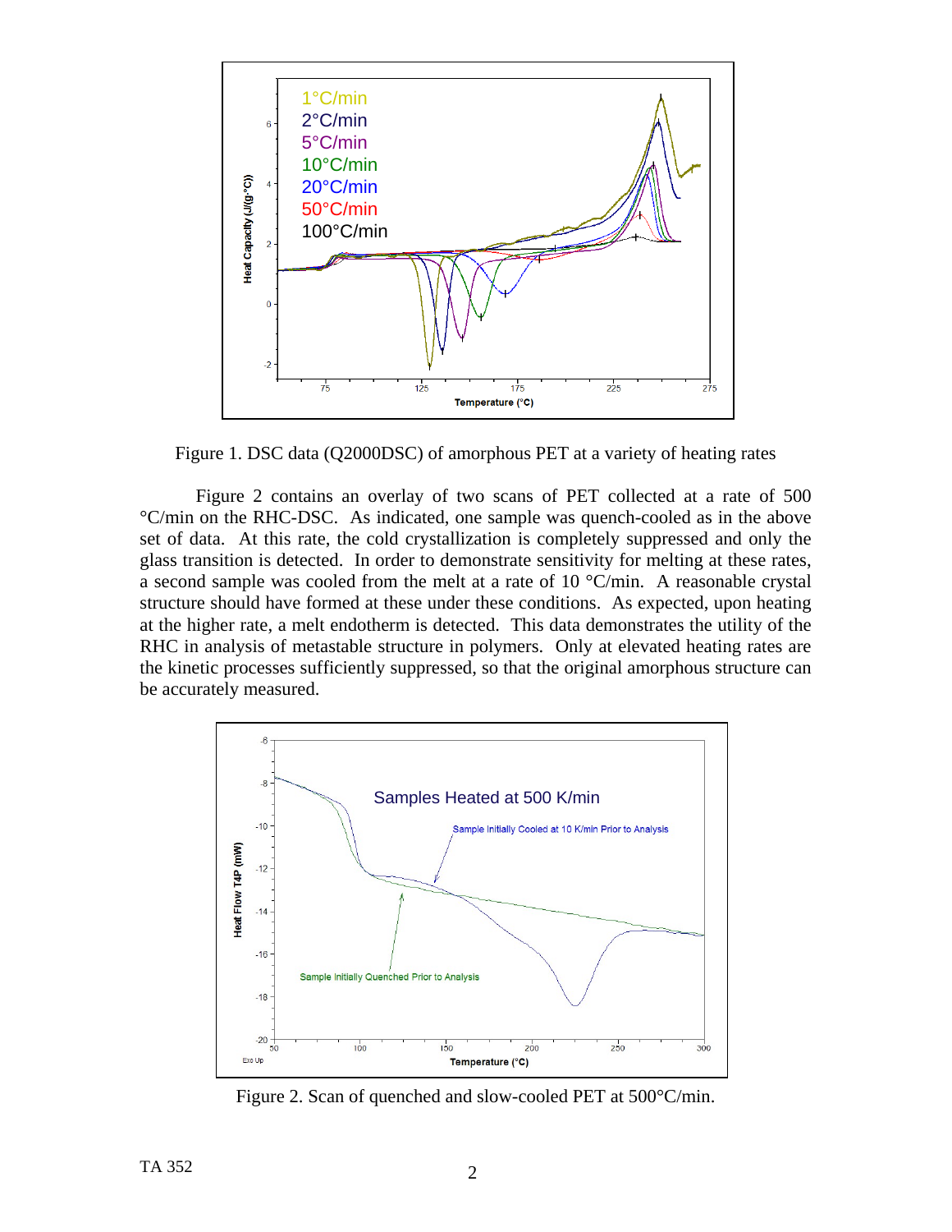Figure 1. DSC data (Q2000DSC) of amorphous PET at a variety of heating rates

Figure 2 contains an overlay of two scans of PET collected at a rate of 500 °C/min on the RHC-DSC. As indicated, one sample was quench-cooled as in the above set of data. At this rate, the cold crystallization is completely suppressed and only the glass transition is detected. In order to demonstrate sensitivity for melting at these rates, a second sample was cooled from the melt at a rate of 10 °C/min. A reasonable crystal structure should have formed at these under these conditions. As expected, upon heating at the higher rate, a melt endotherm is detected. This data demonstrates the utility of the RHC in analysis of metastable structure in polymers. Only at elevated heating rates are the kinetic processes sufficiently suppressed, so that the original amorphous structure can be accurately measured.

Figure 2. Scan of quenched and slow-cooled PET at 500°C/min.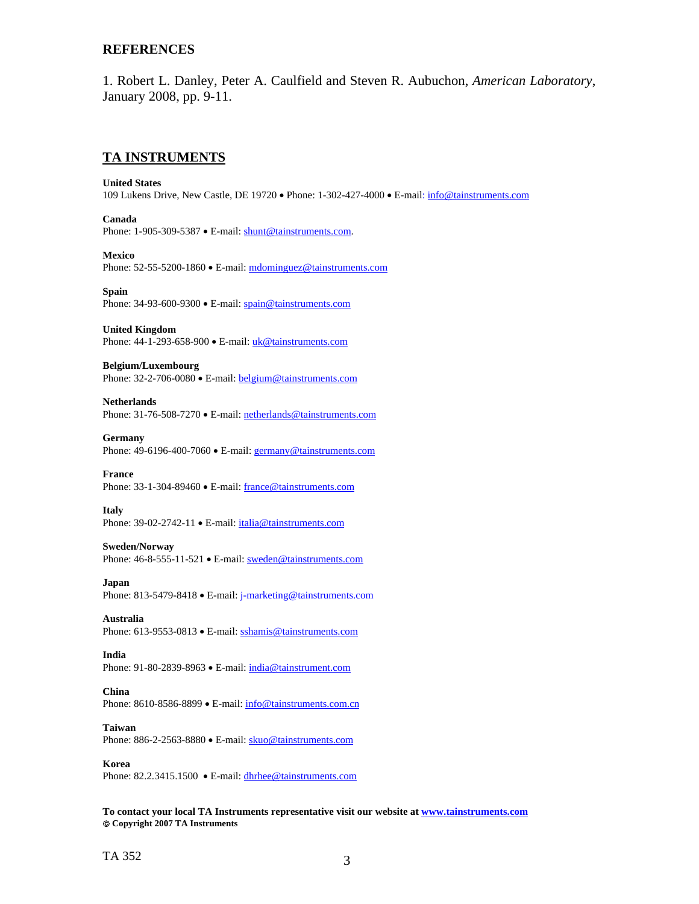## REFERENCES

1. Robert L. Danley, Peter A. Caulfield and Steven R. Aubuchon, *American Laboratory*, January 2008, pp. 9-11.

## TA INSTRUMENTS

**United States**
109 Lukens Drive, New Castle, DE 19720 • Phone: 1-302-427-4000 • E-mail: info@tainstruments.com

**Canada**
Phone: 1-905-309-5387 • E-mail: shunt@tainstruments.com.

**Mexico**
Phone: 52-55-5200-1860 • E-mail: mdominguez@tainstruments.com

**Spain**
Phone: 34-93-600-9300 • E-mail: spain@tainstruments.com

**United Kingdom**
Phone: 44-1-293-658-900 • E-mail: uk@tainstruments.com

**Belgium/Luxembourg**
Phone: 32-2-706-0080 • E-mail: belgium@tainstruments.com

**Netherlands**
Phone: 31-76-508-7270 • E-mail: netherlands@tainstruments.com

**Germany**
Phone: 49-6196-400-7060 • E-mail: germany@tainstruments.com

**France**
Phone: 33-1-304-89460 • E-mail: france@tainstruments.com

**Italy**
Phone: 39-02-2742-11 • E-mail: italia@tainstruments.com

**Sweden/Norway**
Phone: 46-8-555-11-521 • E-mail: sweden@tainstruments.com

**Japan**
Phone: 813-5479-8418 • E-mail: j-marketing@tainstruments.com

**Australia**
Phone: 613-9553-0813 • E-mail: sshamis@tainstruments.com

**India**
Phone: 91-80-2839-8963 • E-mail: india@tainstrument.com

**China**
Phone: 8610-8586-8899 • E-mail: info@tainstruments.com.cn

**Taiwan**
Phone: 886-2-2563-8880 • E-mail: skuo@tainstruments.com

**Korea**
Phone: 82.2.3415.1500 • E-mail: dhrhee@tainstruments.com

**To contact your local TA Instruments representative visit our website at www.tainstruments.com**
**© Copyright 2007 TA Instruments**

TA 352